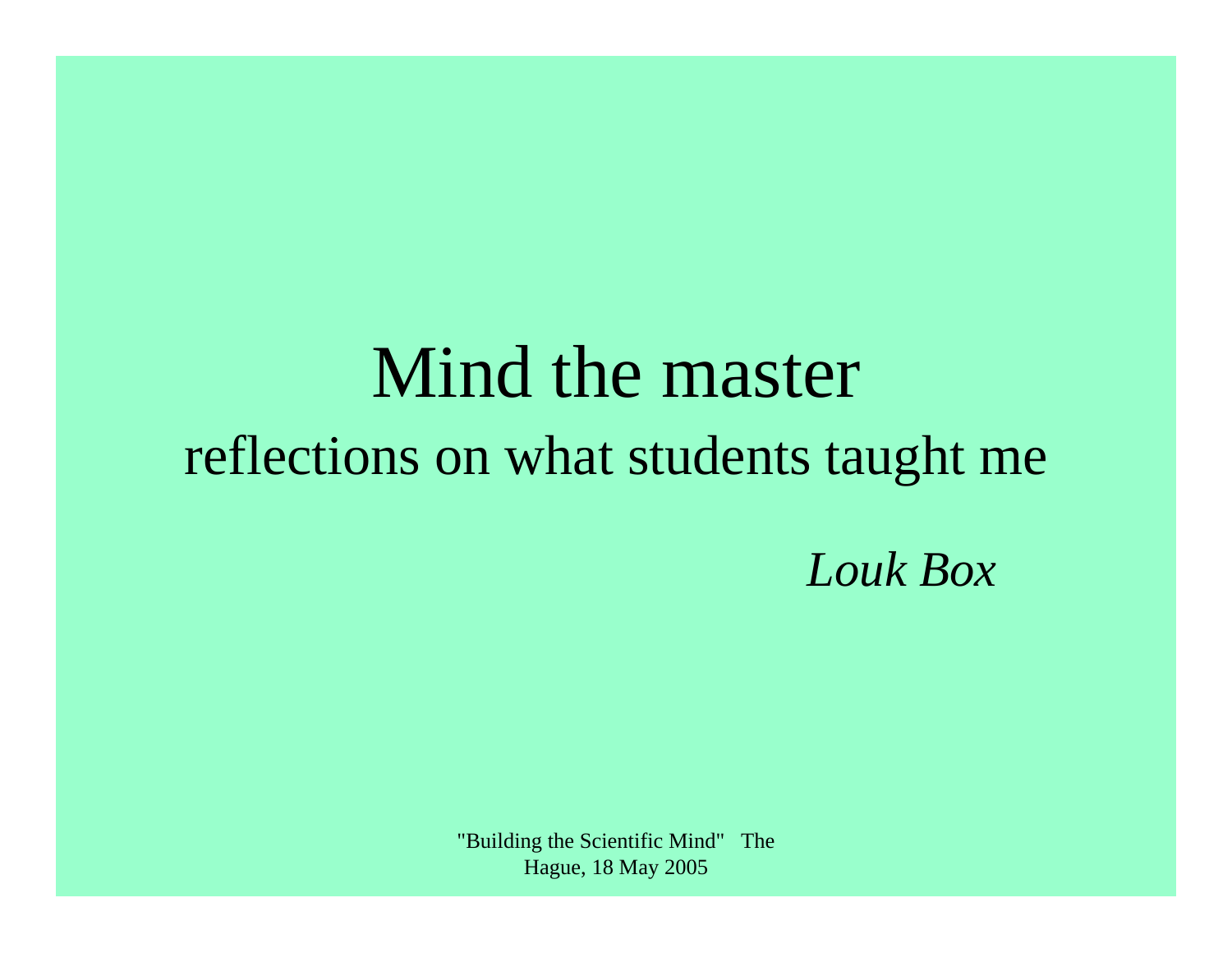# Mind the master

## reflections on what students taught me

*Louk Box*

"Building the Scientific Mind" The Hague, 18 May 2005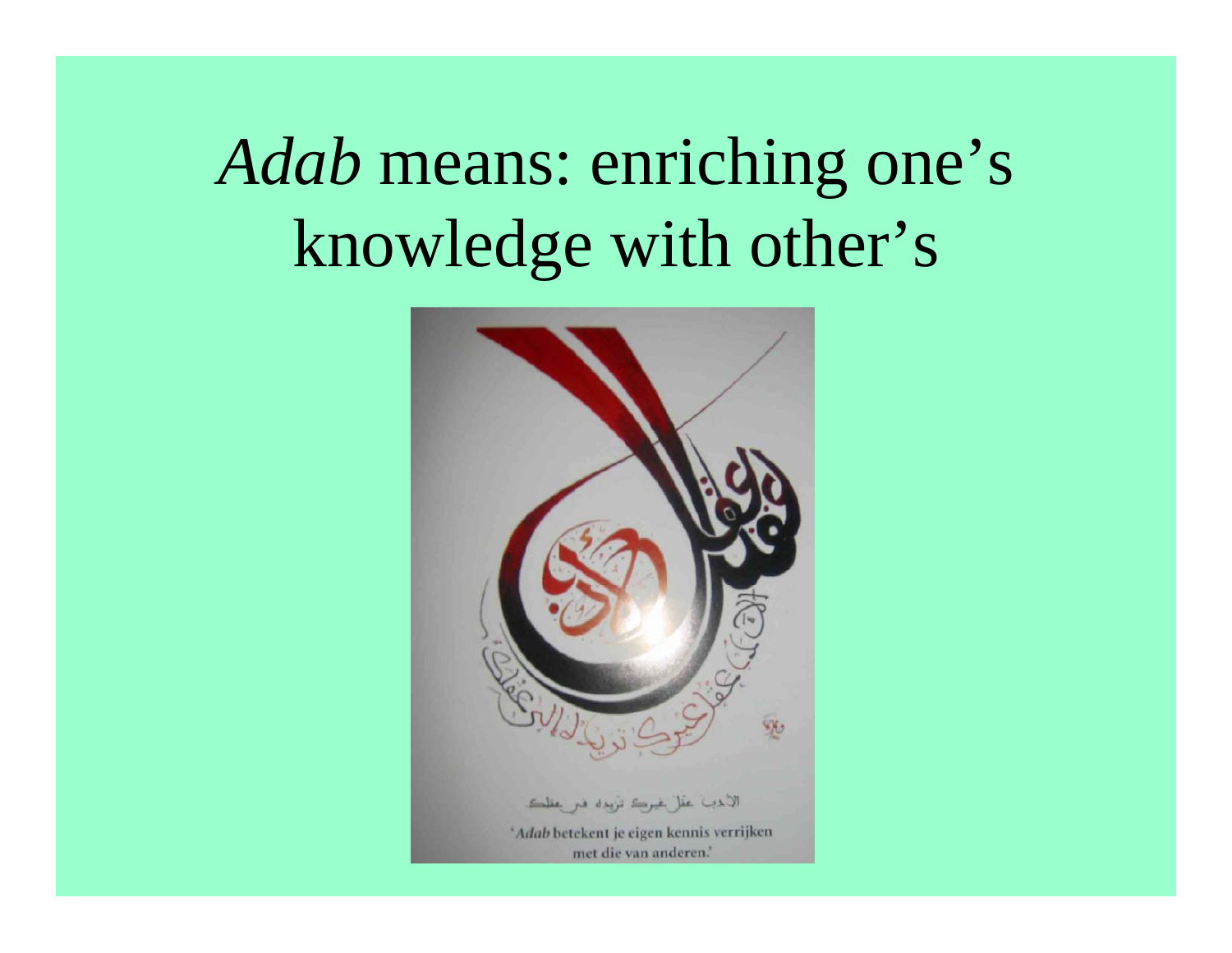# *Adab* means: enriching one's knowledge with other's

الأدب عقل غيرك تزيده في عقلك

'*Adab* betekent je eigen kennis verrijken met die van anderen.'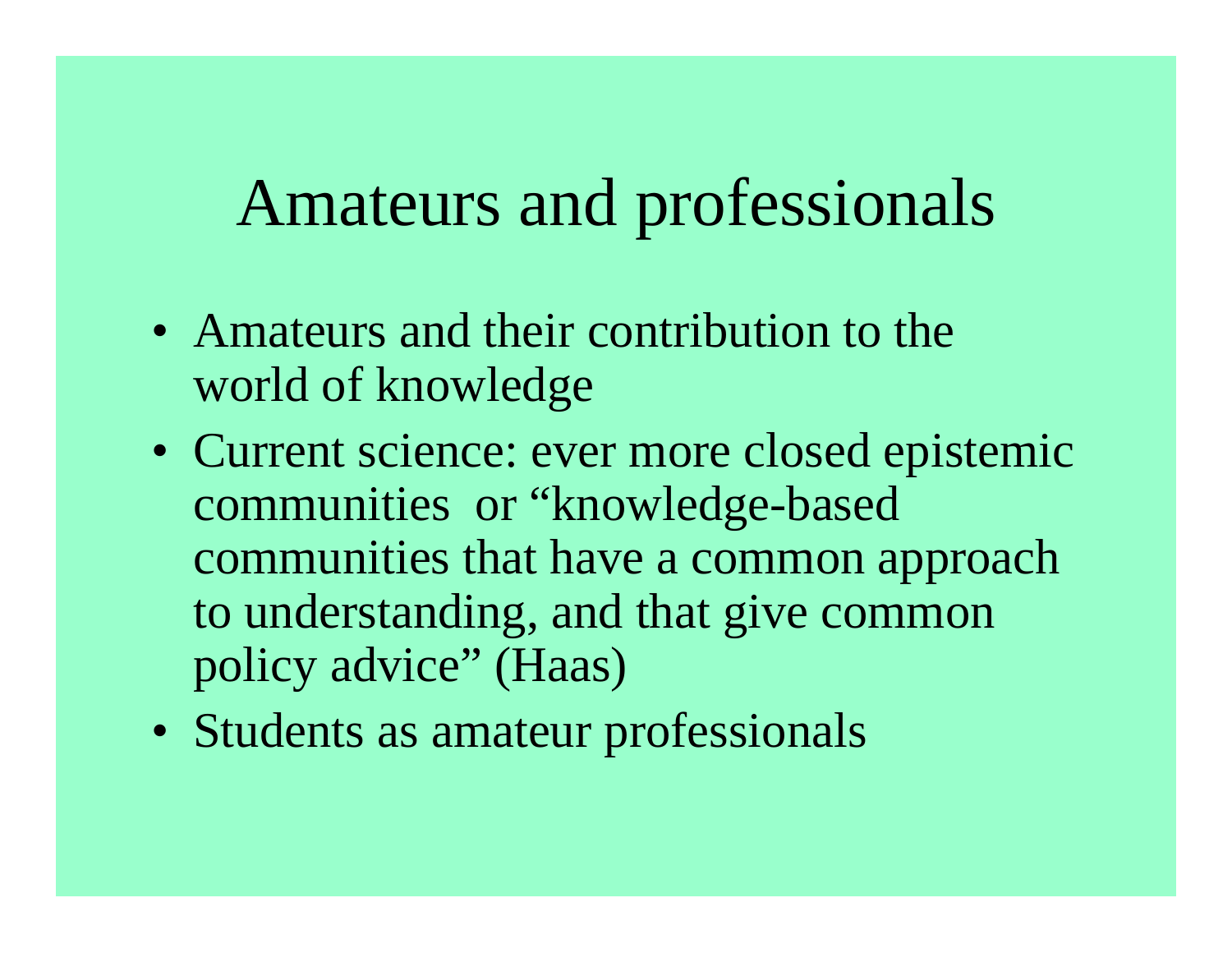# Amateurs and professionals

- Amateurs and their contribution to the world of knowledge
- Current science: ever more closed epistemic communities or “knowledge-based communities that have a common approach to understanding, and that give common policy advice” (Haas)
- Students as amateur professionals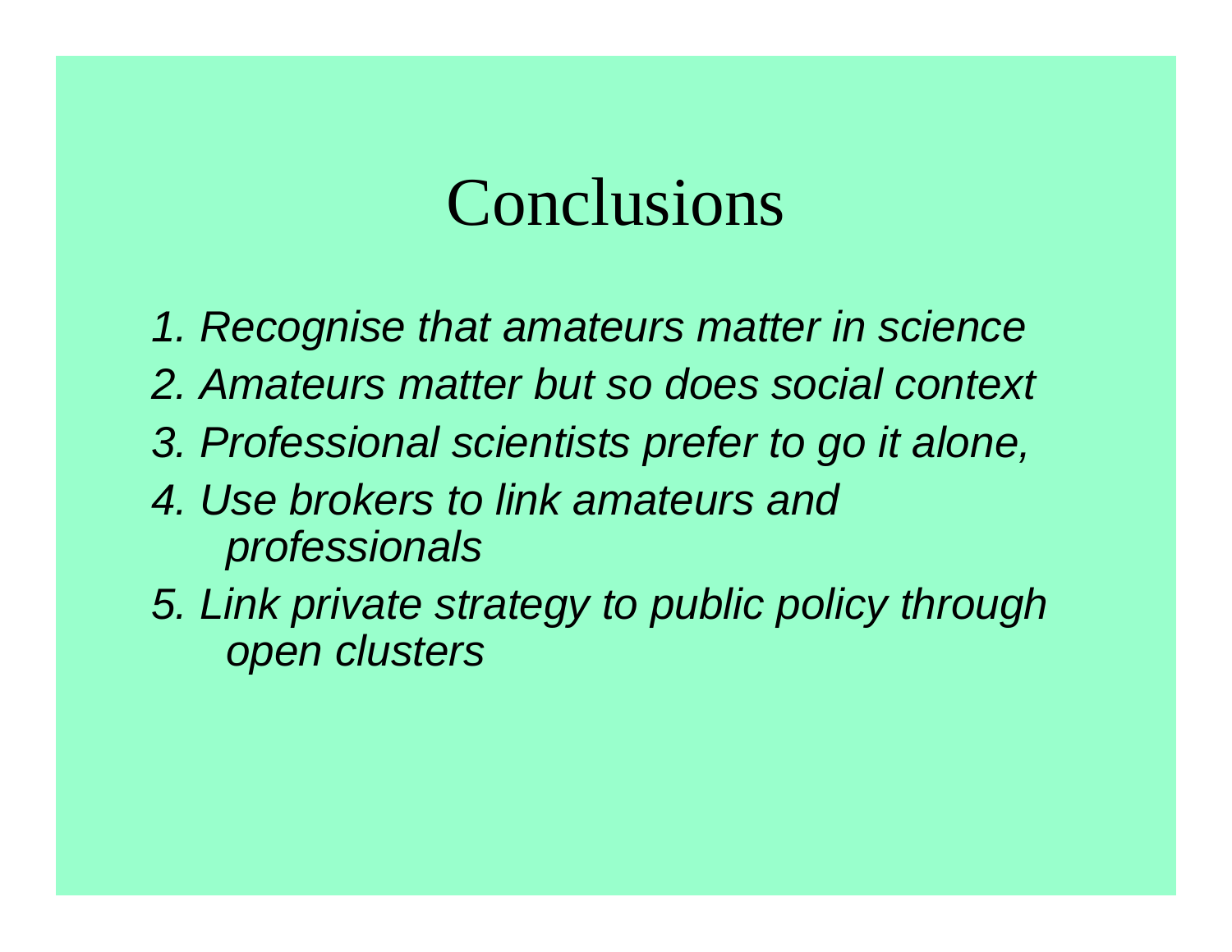# Conclusions

*1. Recognise that amateurs matter in science*

*2. Amateurs matter but so does social context*

*3. Professional scientists prefer to go it alone,*

*4. Use brokers to link amateurs and professionals*

*5. Link private strategy to public policy through open clusters*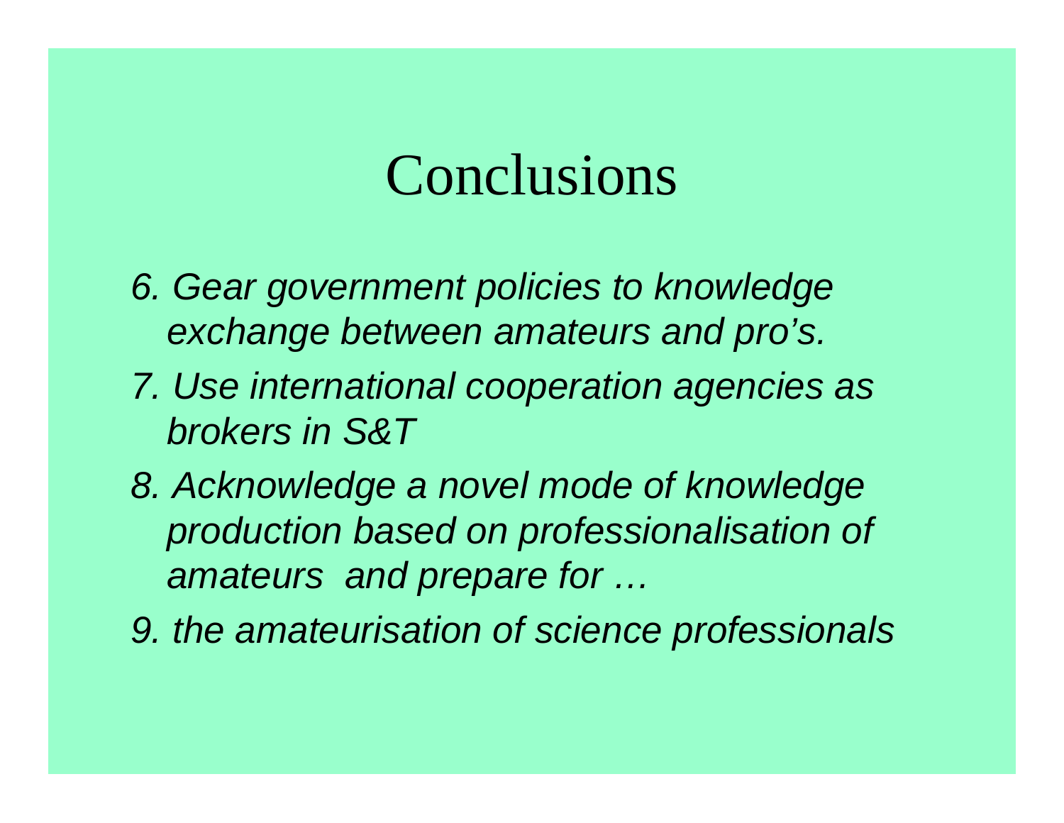# Conclusions

*6. Gear government policies to knowledge exchange between amateurs and pro's.*

*7. Use international cooperation agencies as brokers in S&T*

*8. Acknowledge a novel mode of knowledge production based on professionalisation of amateurs and prepare for …*

*9. the amateurisation of science professionals*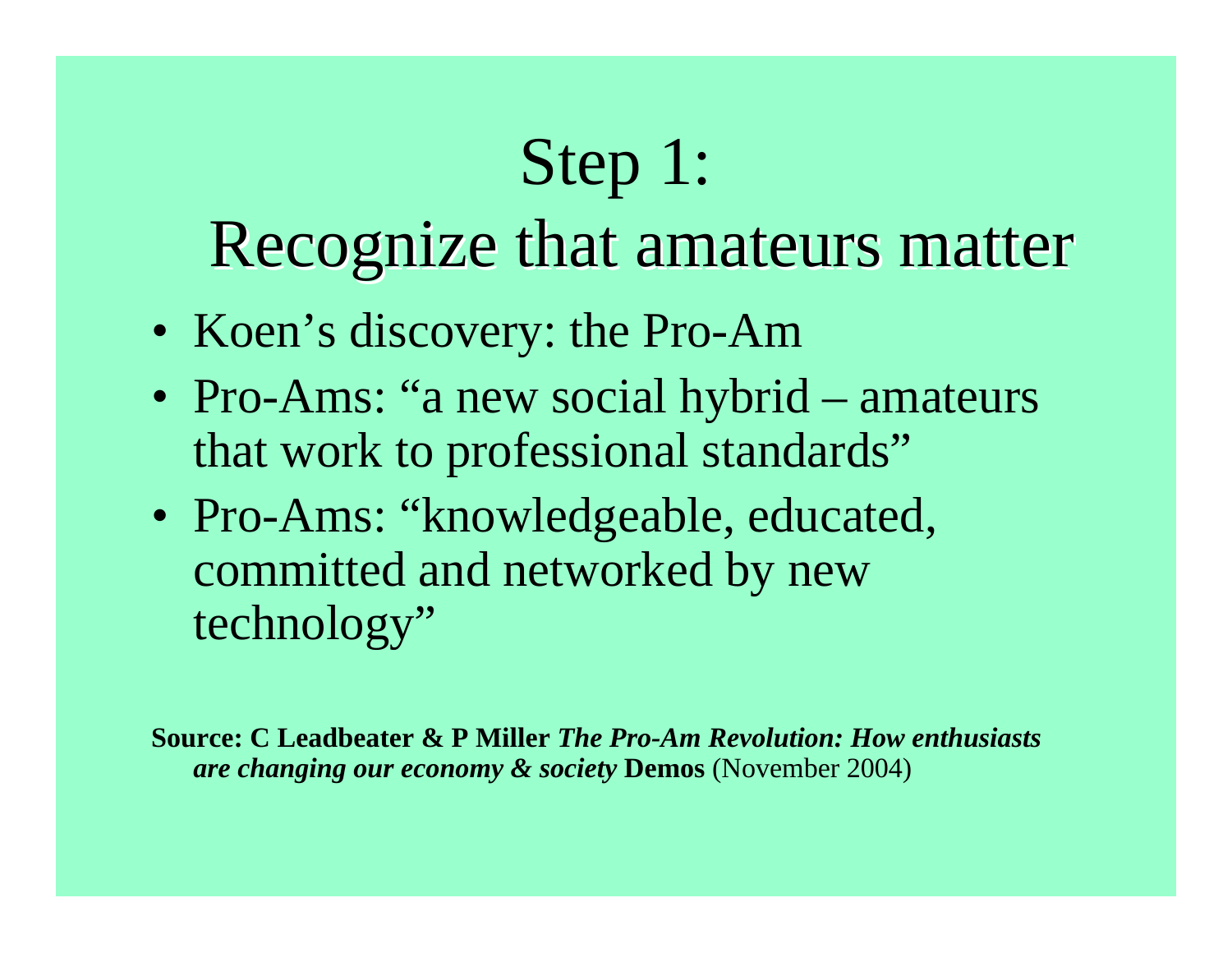# Step 1: Recognize that amateurs matter

- Koen’s discovery: the Pro-Am
- Pro-Ams: “a new social hybrid – amateurs that work to professional standards”
- Pro-Ams: “knowledgeable, educated, committed and networked by new technology”

**Source: C Leadbeater & P Miller** ***The Pro-Am Revolution: How enthusiasts are changing our economy & society*** **Demos** (November 2004)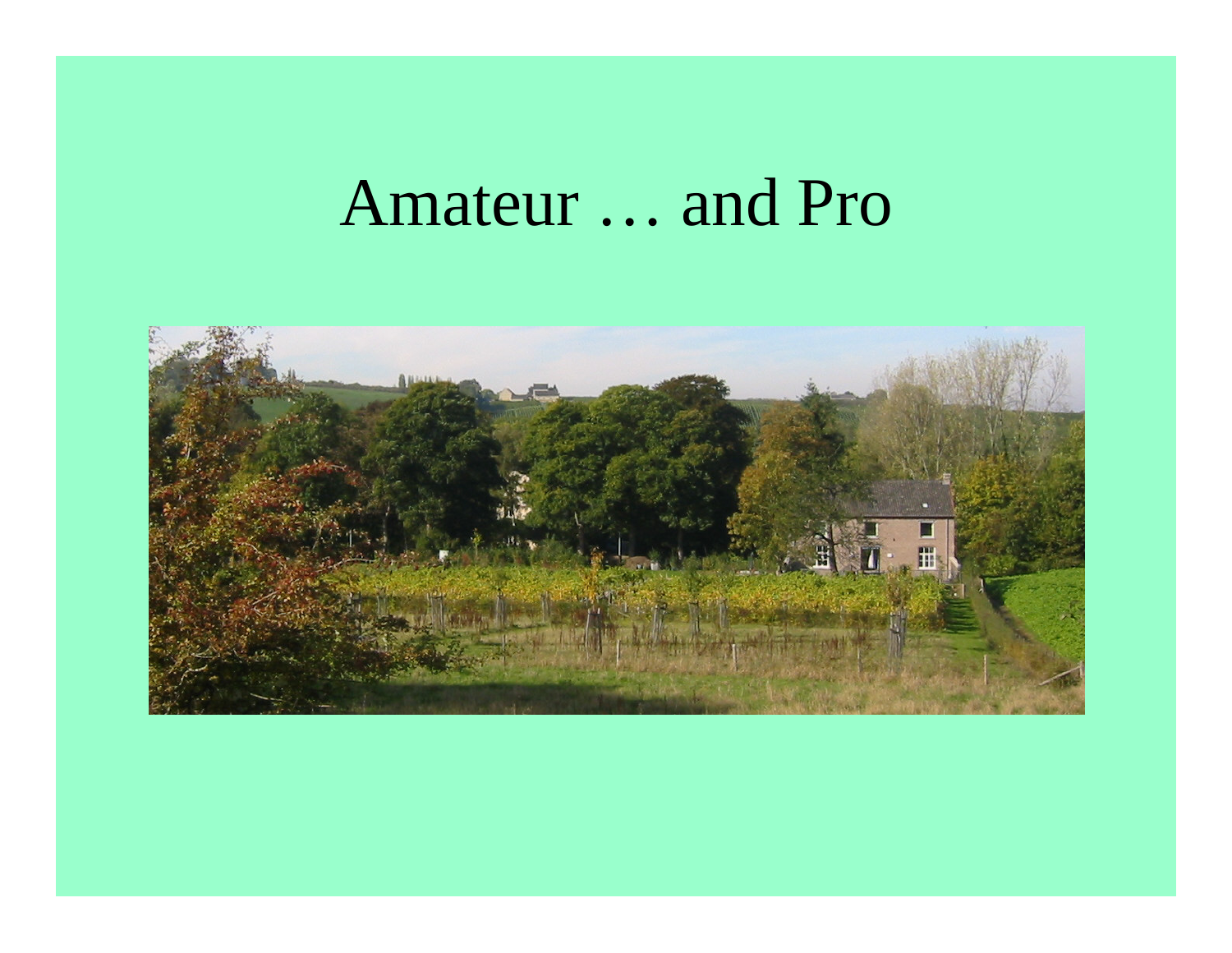# Amateur … and Pro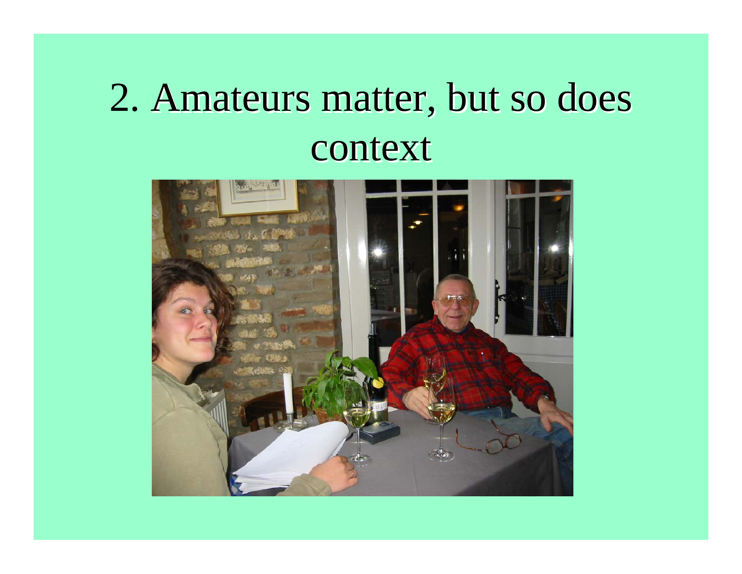# 2. Amateurs matter, but so does context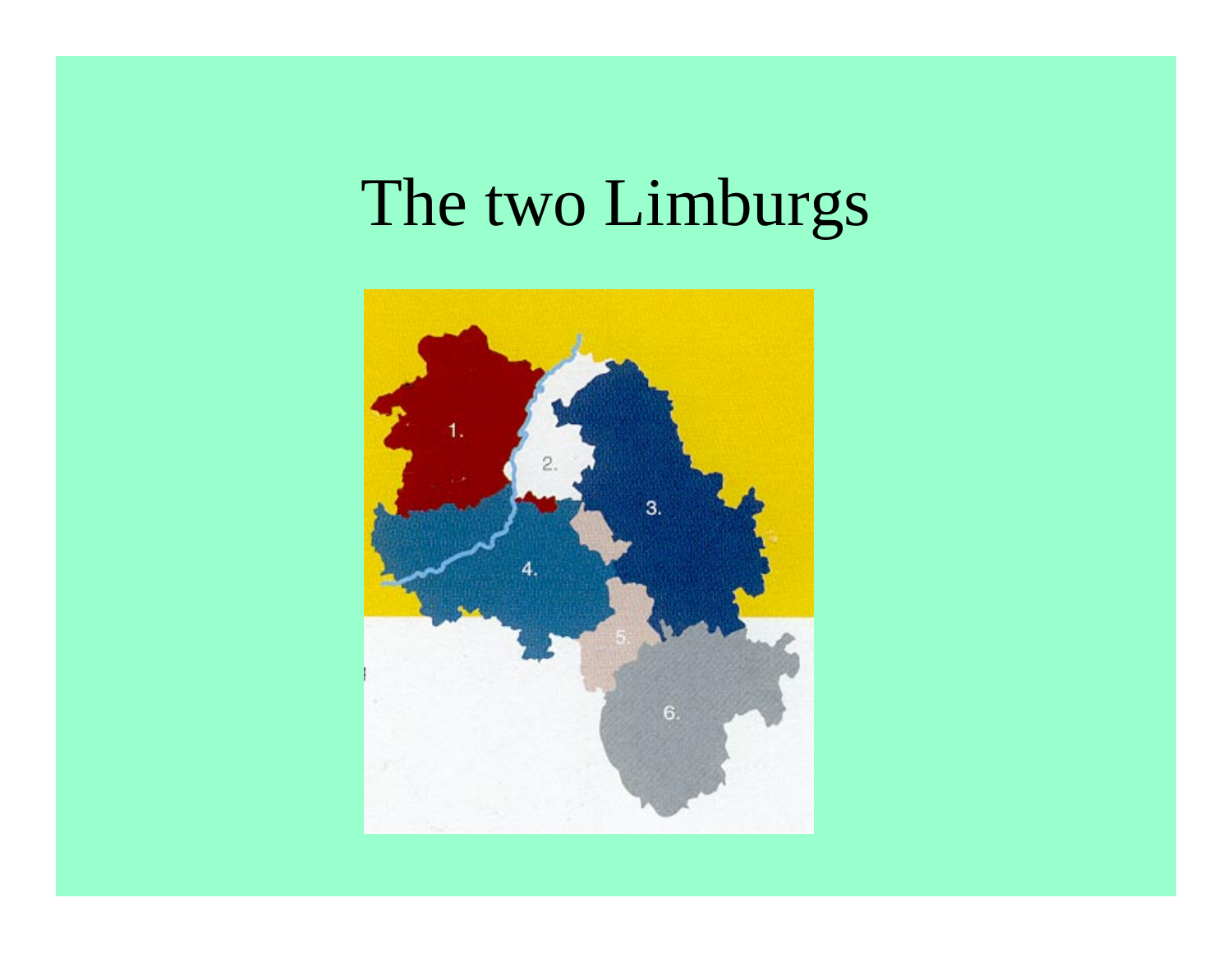# The two Limburgs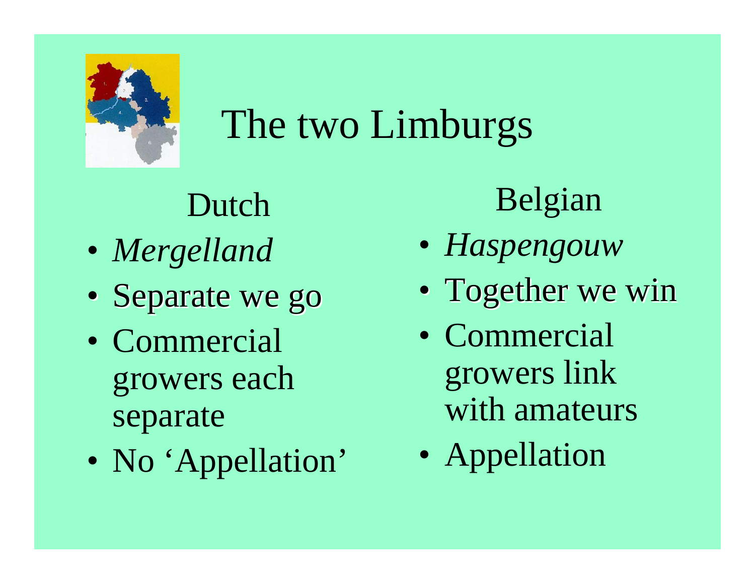# The two Limburgs

## Dutch

- *Mergelland*
- Separate we go
- Commercial growers each separate
- No ‘Appellation’

## Belgian

- *Haspengouw*
- Together we win
- Commercial growers link with amateurs
- Appellation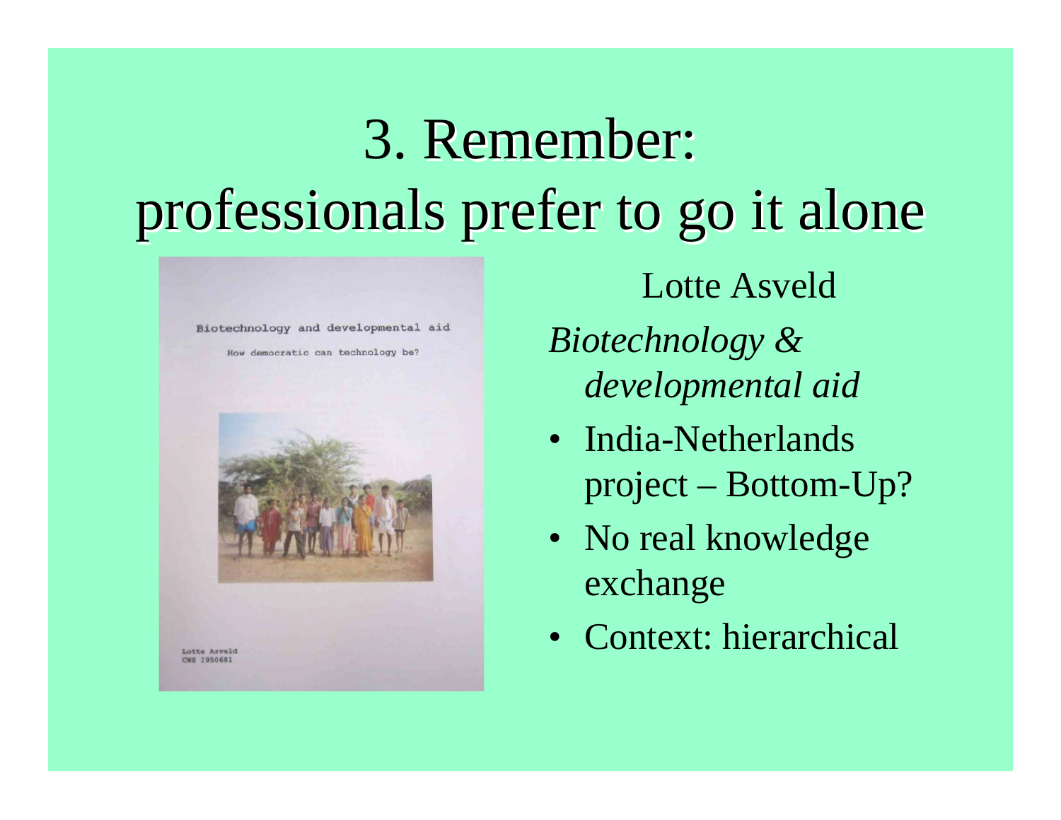# 3. Remember: professionals prefer to go it alone

Biotechnology and developmental aid

How democratic can technology be?

Lotte Asveld
CWS I950681

Lotte Asveld

*Biotechnology & developmental aid*

- India-Netherlands project – Bottom-Up?
- No real knowledge exchange
- Context: hierarchical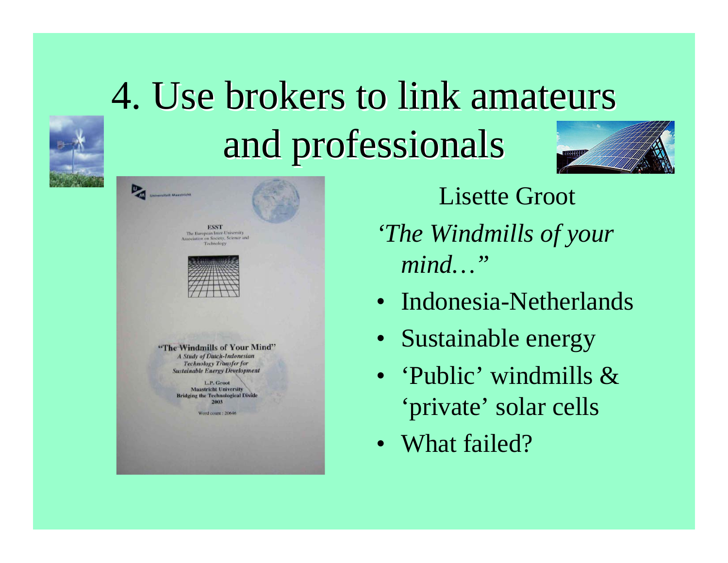# 4. Use brokers to link amateurs and professionals

Lisette Groot

*'The Windmills of your mind…"*

- Indonesia-Netherlands
- Sustainable energy
- 'Public' windmills & 'private' solar cells
- What failed?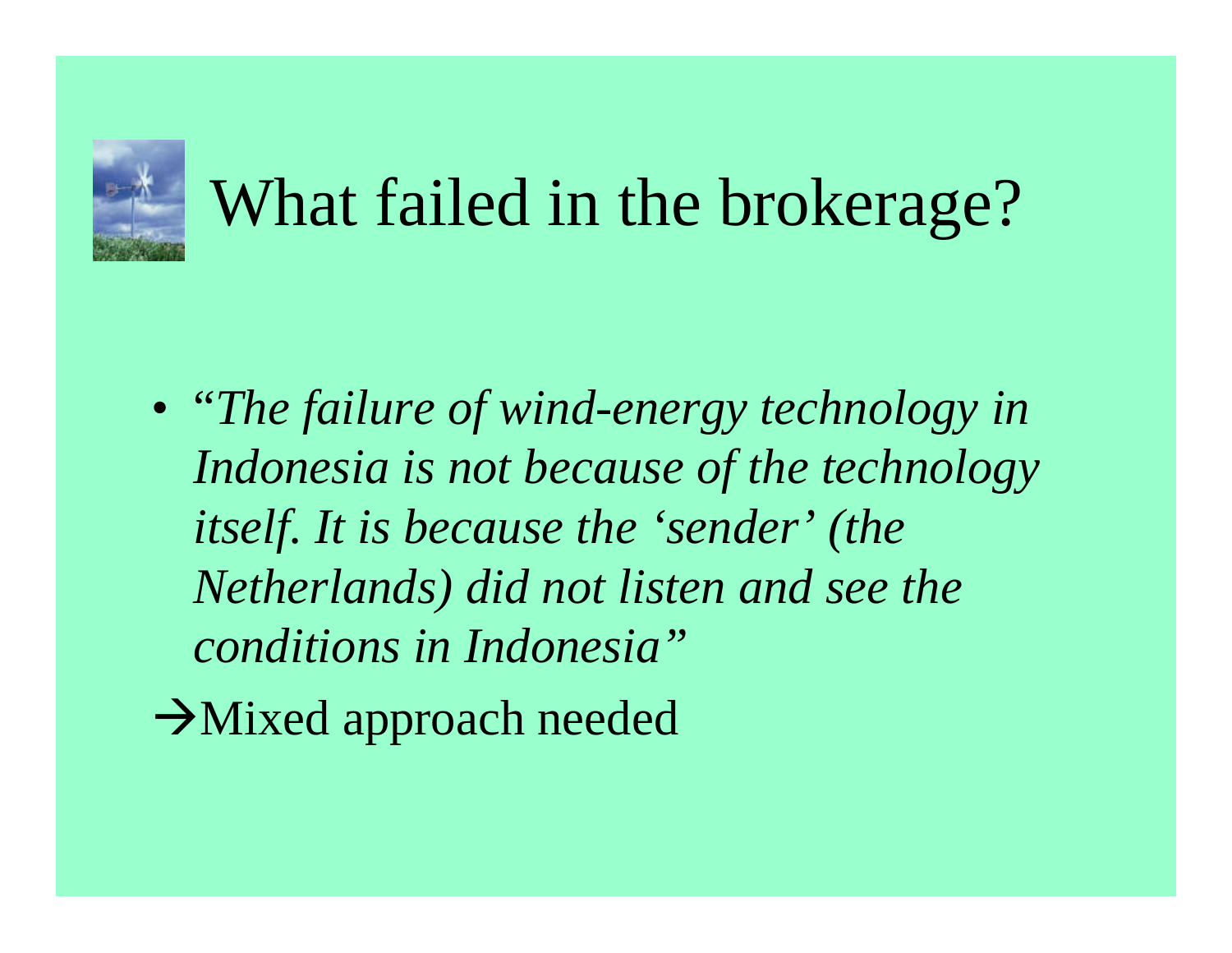# What failed in the brokerage?

- *"The failure of wind-energy technology in Indonesia is not because of the technology itself. It is because the 'sender' (the Netherlands) did not listen and see the conditions in Indonesia"*

→Mixed approach needed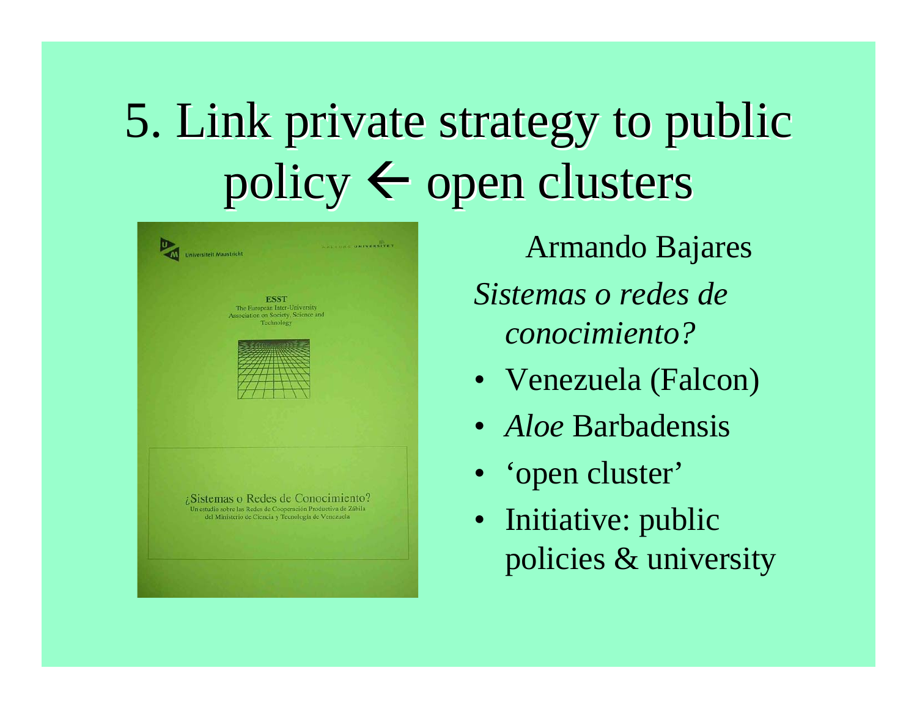# 5. Link private strategy to public policy ← open clusters

Armando Bajares

*Sistemas o redes de conocimiento?*

- Venezuela (Falcon)
- *Aloe* Barbadensis
- 'open cluster'
- Initiative: public policies & university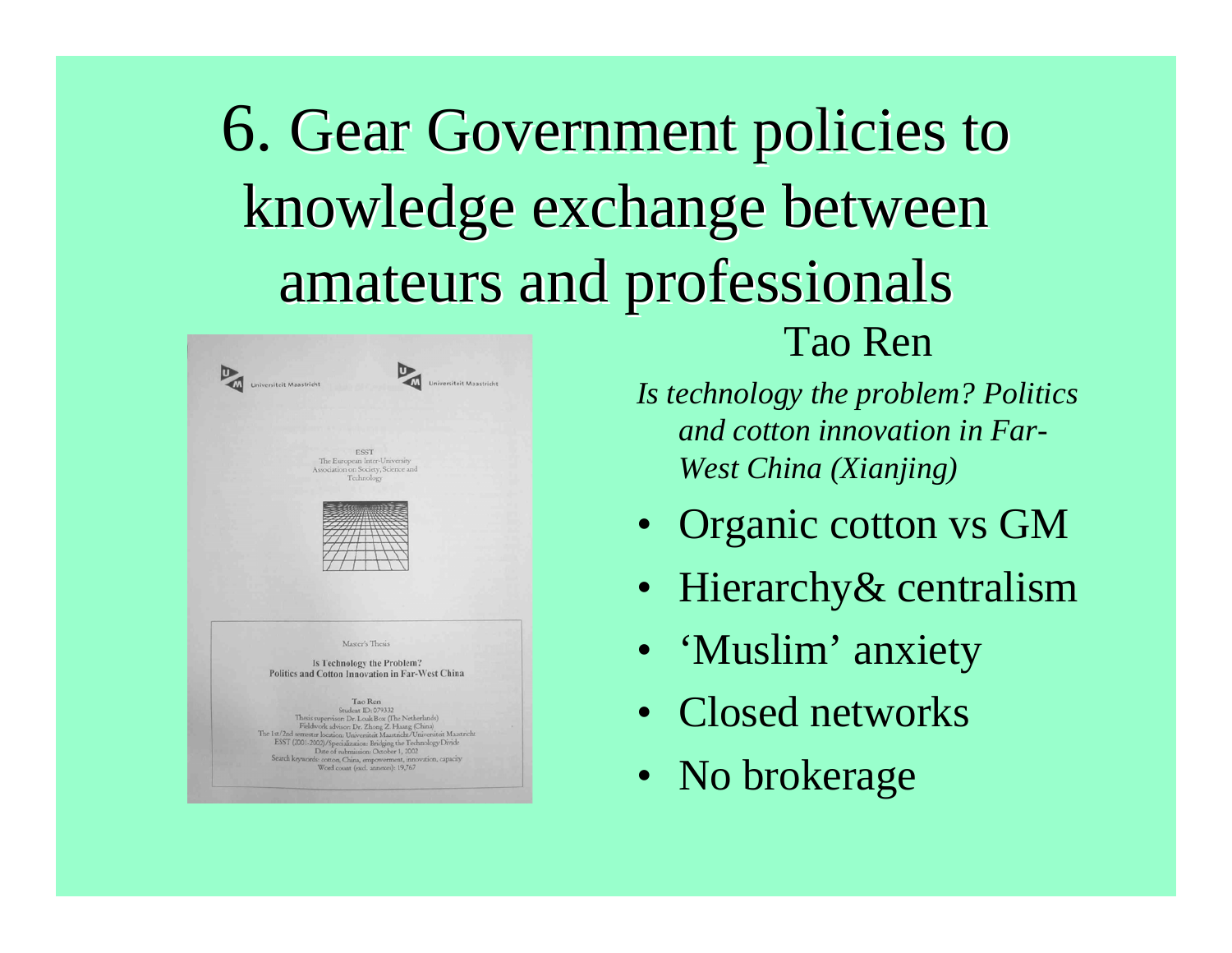# 6. Gear Government policies to knowledge exchange between amateurs and professionals

Tao Ren

*Is technology the problem? Politics and cotton innovation in Far-West China (Xianjing)*

- Organic cotton vs GM
- Hierarchy& centralism
- 'Muslim' anxiety
- Closed networks
- No brokerage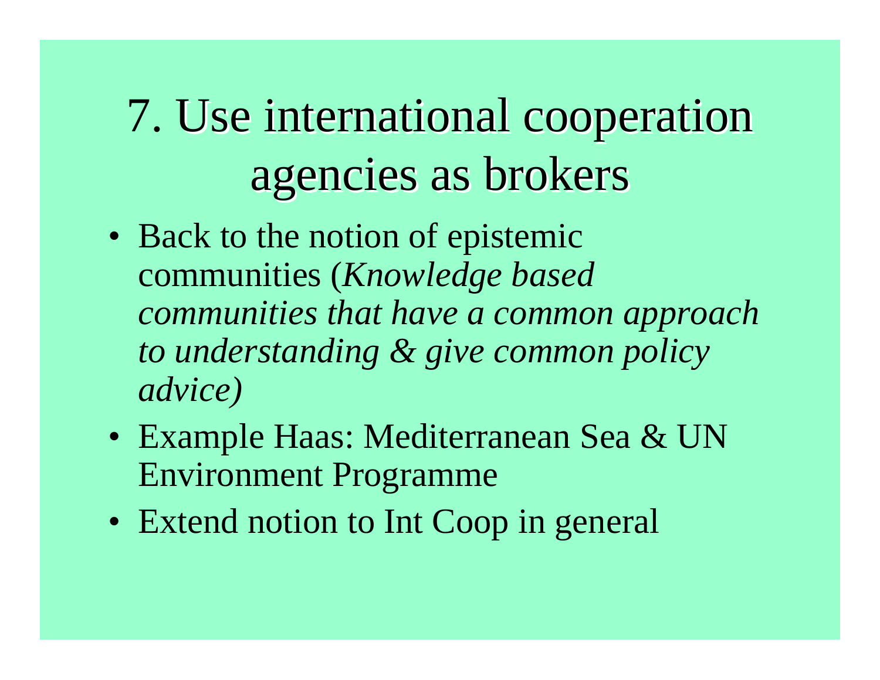# 7. Use international cooperation agencies as brokers

- Back to the notion of epistemic communities (*Knowledge based communities that have a common approach to understanding & give common policy advice)*
- Example Haas: Mediterranean Sea & UN Environment Programme
- Extend notion to Int Coop in general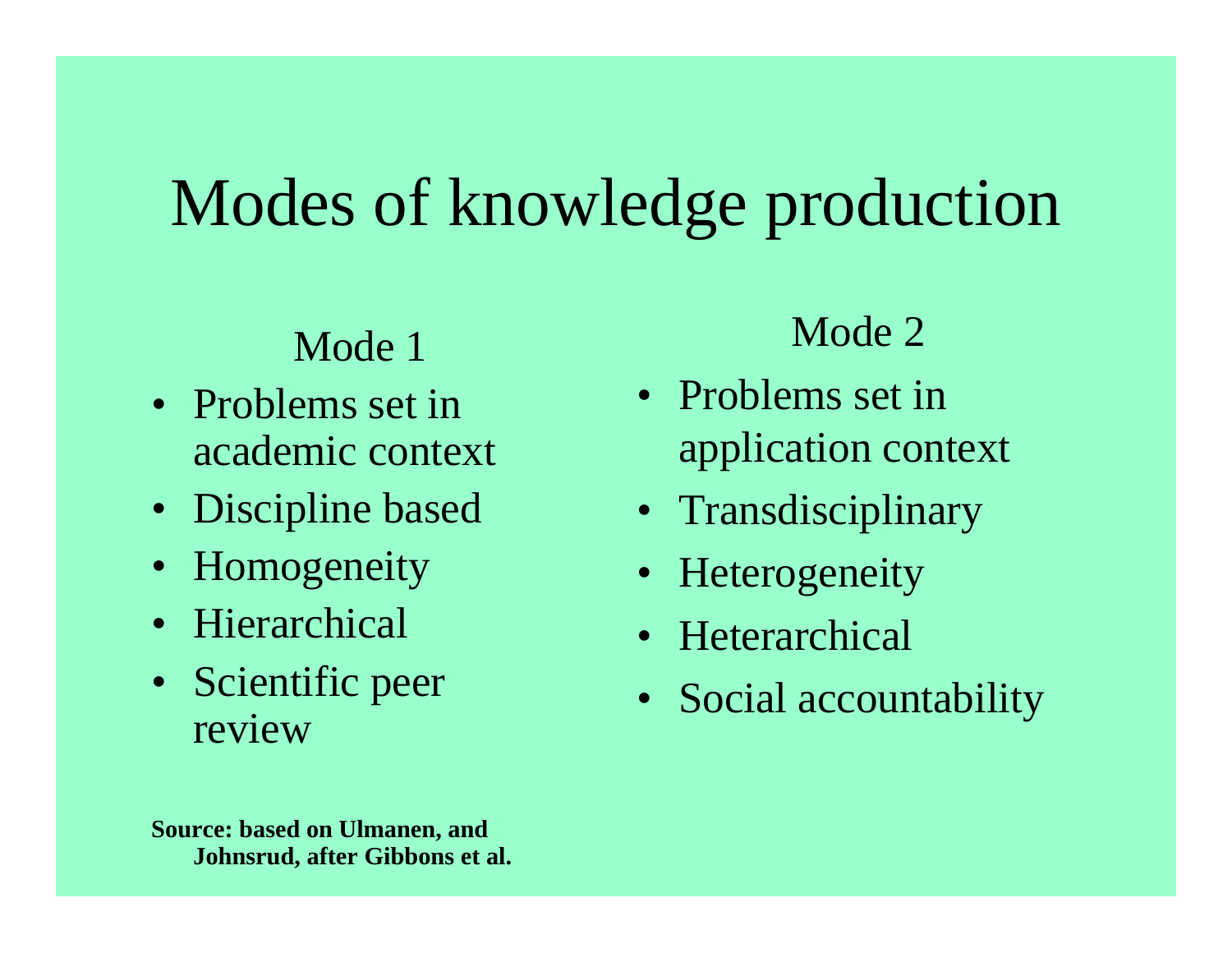# Modes of knowledge production

## Mode 1

- Problems set in academic context
- Discipline based
- Homogeneity
- Hierarchical
- Scientific peer review

## Mode 2

- Problems set in application context
- Transdisciplinary
- Heterogeneity
- Heterarchical
- Social accountability

**Source: based on Ulmanen, and Johnsrud, after Gibbons et al.**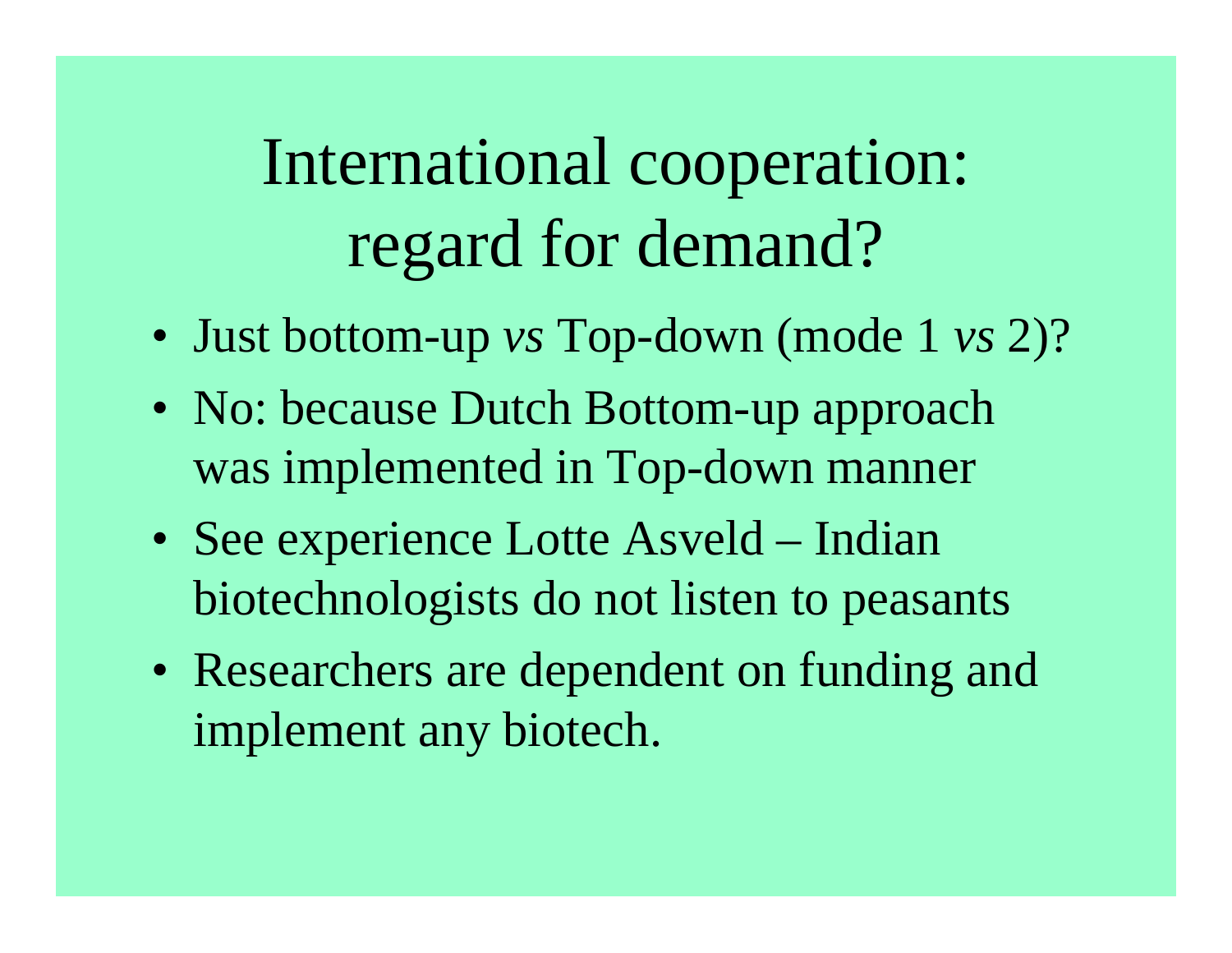# International cooperation: regard for demand?

- Just bottom-up *vs* Top-down (mode 1 *vs* 2)?
- No: because Dutch Bottom-up approach was implemented in Top-down manner
- See experience Lotte Asveld – Indian biotechnologists do not listen to peasants
- Researchers are dependent on funding and implement any biotech.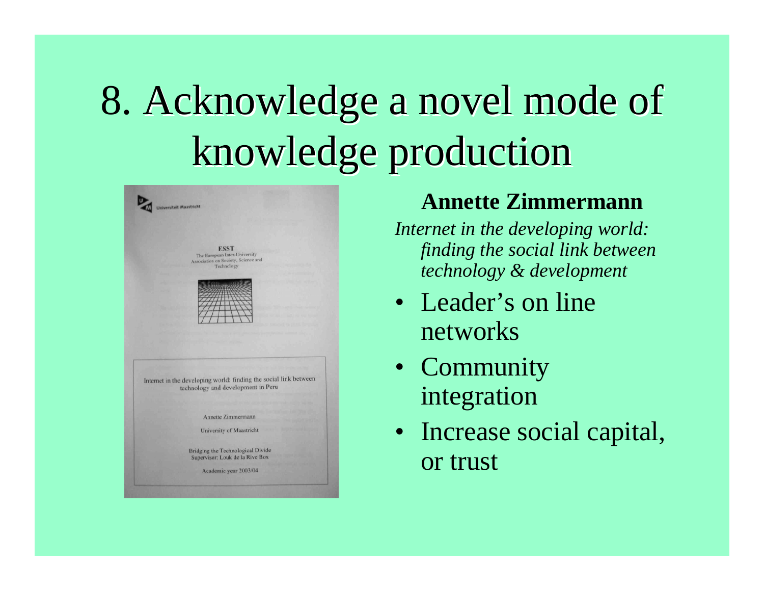# 8. Acknowledge a novel mode of knowledge production

Universiteit Maastricht

ESST
The European Inter-University Association on Society, Science and Technology

Internet in the developing world: finding the social link between technology and development in Peru

Annette Zimmermann

University of Maastricht

Bridging the Technological Divide
Supervisor: Louk de la Rive Box

Academic year 2003/04

**Annette Zimmermann**

*Internet in the developing world: finding the social link between technology & development*

- Leader's on line networks
- Community integration
- Increase social capital, or trust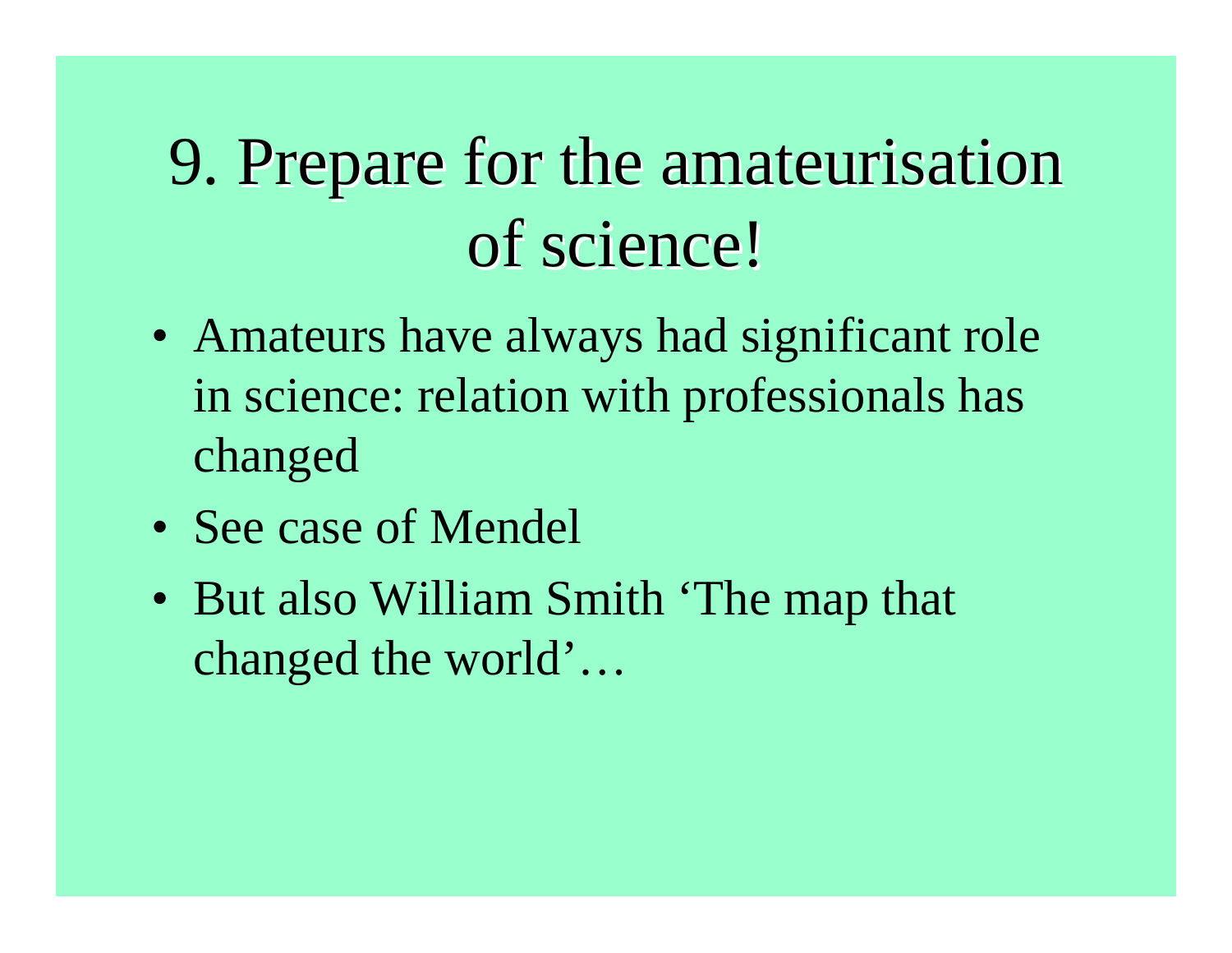# 9. Prepare for the amateurisation of science!

- Amateurs have always had significant role in science: relation with professionals has changed
- See case of Mendel
- But also William Smith ‘The map that changed the world’…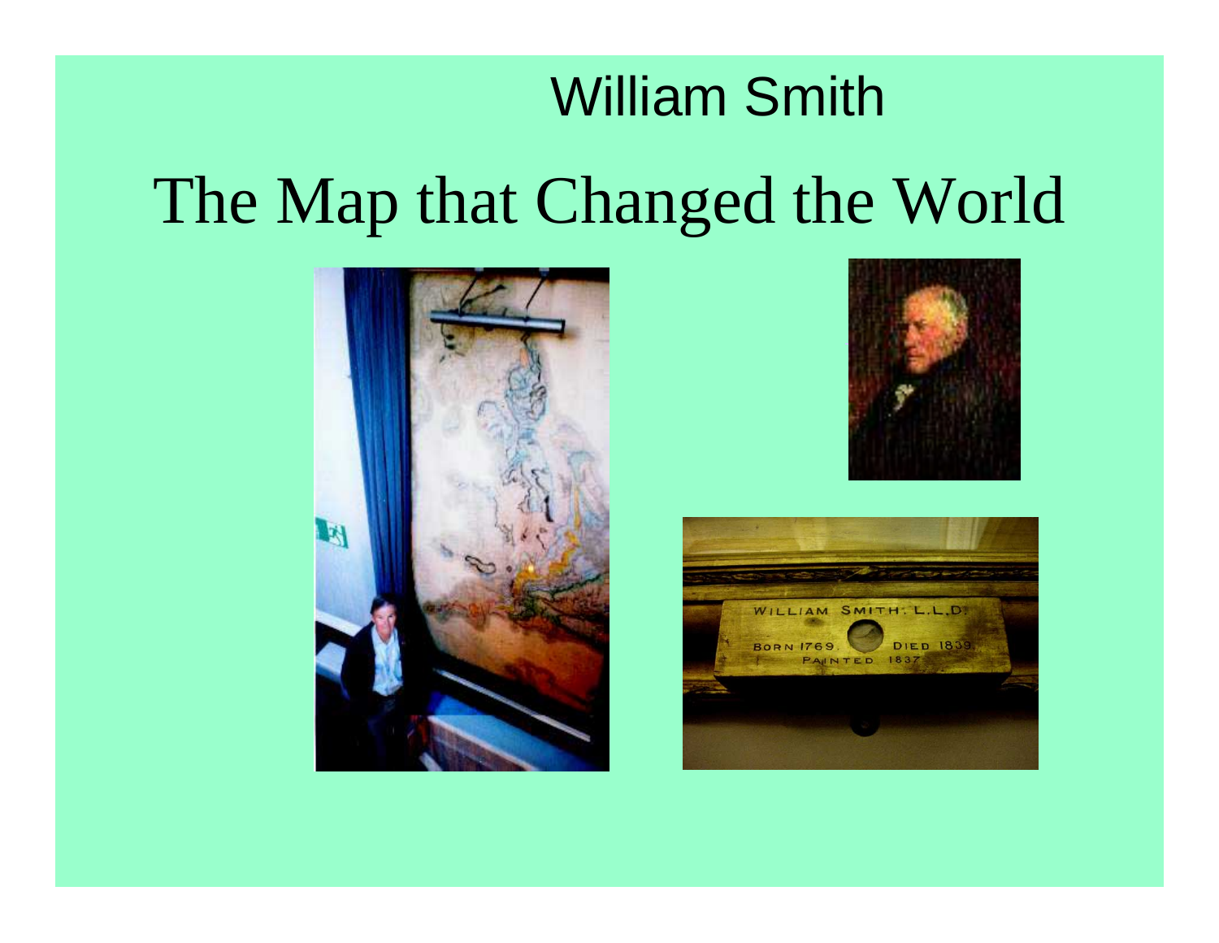William Smith

# The Map that Changed the World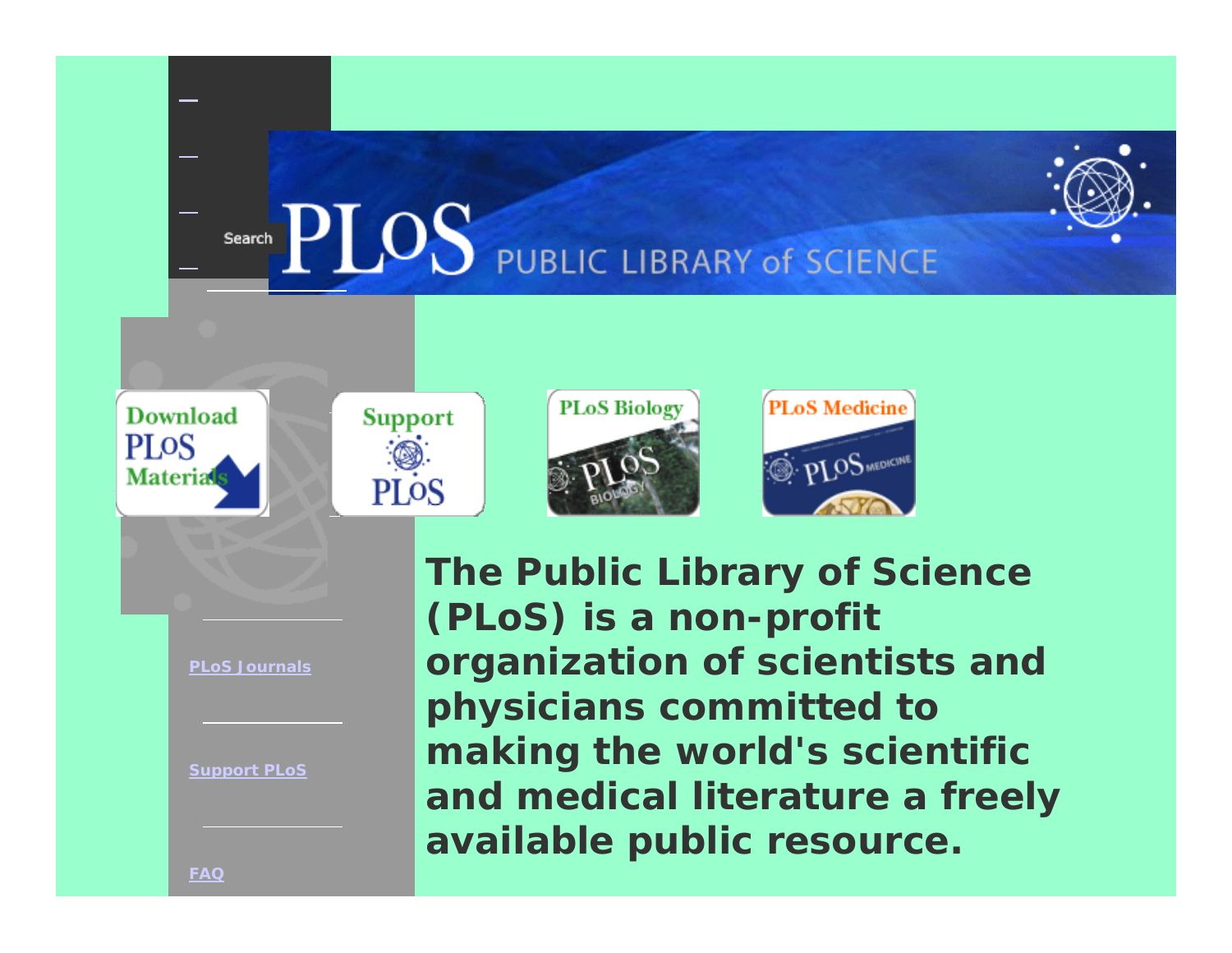Search

PLoS PUBLIC LIBRARY of SCIENCE

Download PLoS Materials

Support PLoS

PLoS Biology

PLoS Medicine

PLoS Journals

Support PLoS

FAQ

**The Public Library of Science (PLoS) is a non-profit organization of scientists and physicians committed to making the world's scientific and medical literature a freely available public resource.**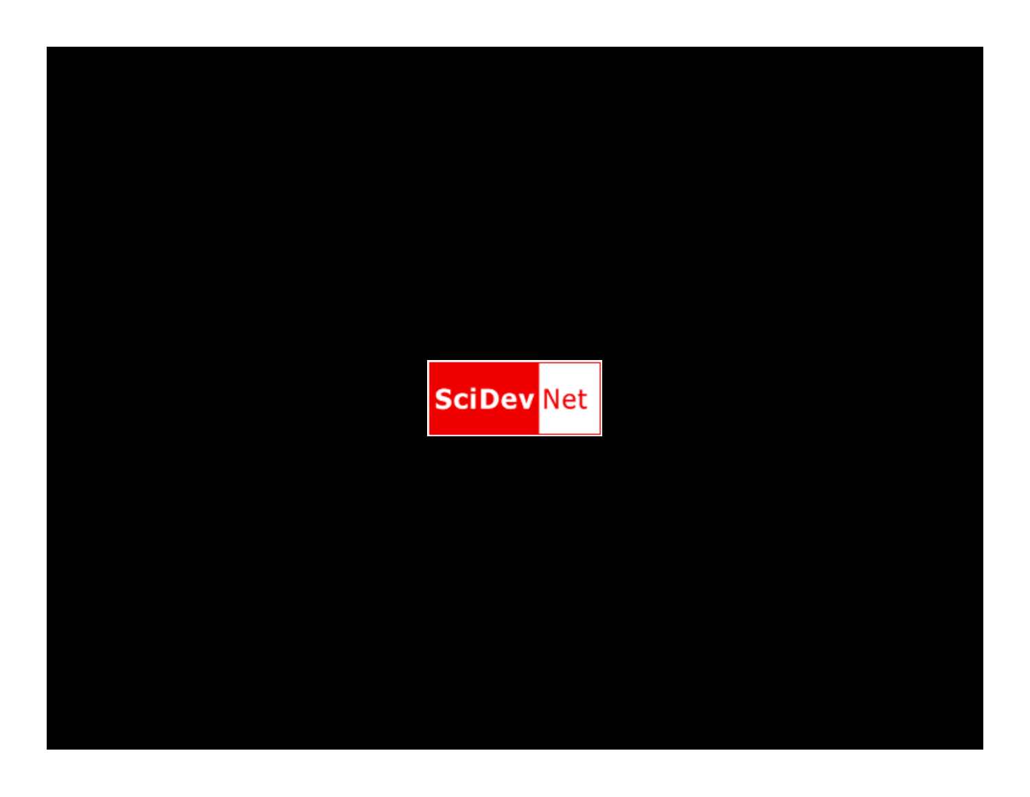SciDev Net